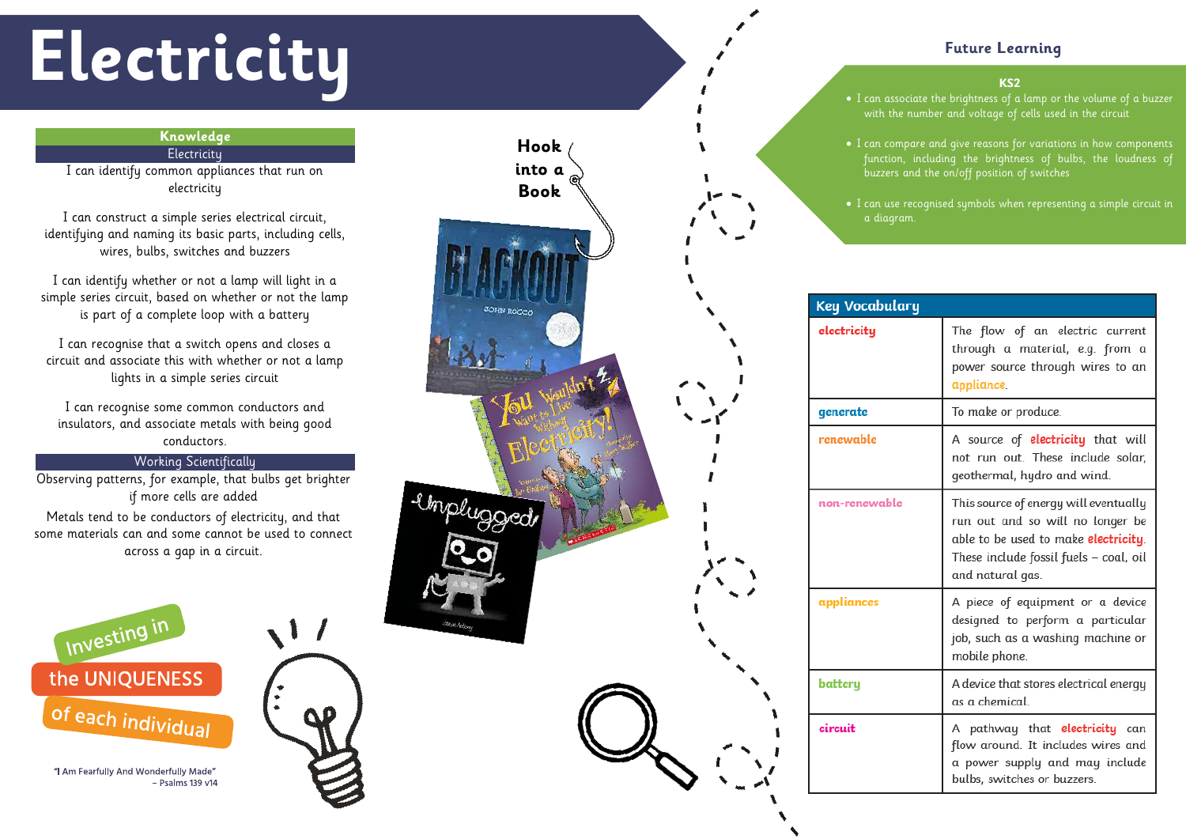# Electricity

## Knowledge

### Electricity

I can identify common appliances that run on electricity

I can construct a simple series electrical circuit, identifying and naming its basic parts, including cells, wires, bulbs, switches and buzzers

I can identify whether or not a lamp will light in a simple series circuit, based on whether or not the lamp is part of a complete loop with a battery

I can recognise that a switch opens and closes a circuit and associate this with whether or not a lamp lights in a simple series circuit

I can recognise some common conductors and insulators, and associate metals with being good conductors.

### Working Scientifically

Observing patterns, for example, that bulbs get brighter if more cells are added

Metals tend to be conductors of electricity, and that some materials can and some cannot be used to connect across a gap in a circuit.

Investing in the UNIQUENESS of each individual

"I Am Fearfully And Wonderfully Made" – Psalms 139 v14

## Hook into a Book

## Future Learning

### KS2

- I can associate the brightness of a lamp or the volume of a buzzer with the number and voltage of cells used in the circuit
- I can compare and give reasons for variations in how components function, including the brightness of bulbs, the loudness of buzzers and the on/off position of switches
- I can use recognised symbols when representing a simple circuit in a diagram.

## Key Vocabulary

| | |
|---|---|
| electricity | The flow of an electric current through a material, e.g. from a power source through wires to an appliance. |
| generate | To make or produce. |
| renewable | A source of electricity that will not run out. These include solar, geothermal, hydro and wind. |
| non-renewable | This source of energy will eventually run out and so will no longer be able to be used to make electricity. These include fossil fuels – coal, oil and natural gas. |
| appliances | A piece of equipment or a device designed to perform a particular job, such as a washing machine or mobile phone. |
| battery | A device that stores electrical energy as a chemical. |
| circuit | A pathway that electricity can flow around. It includes wires and a power supply and may include bulbs, switches or buzzers. |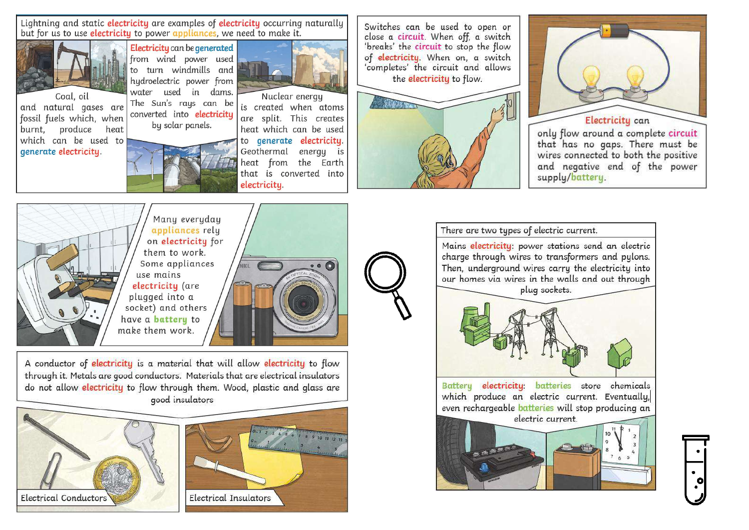Lightning and static electricity are examples of electricity occurring naturally but for us to use electricity to power appliances, we need to make it.

Coal, oil and natural gases are fossil fuels which, when burnt, produce heat which can be used to generate electricity.

Electricity can be generated from wind power used to turn windmills and hydroelectric power from water used in dams. The Sun's rays can be converted into electricity by solar panels.

Nuclear energy is created when atoms are split. This creates heat which can be used to generate electricity. Geothermal energy is heat from the Earth that is converted into electricity.

Switches can be used to open or close a circuit. When off, a switch 'breaks' the circuit to stop the flow of electricity. When on, a switch 'completes' the circuit and allows the electricity to flow.

Electricity can only flow around a complete circuit that has no gaps. There must be wires connected to both the positive and negative end of the power supply/battery.

Many everyday appliances rely on electricity for them to work. Some appliances use mains electricity (are plugged into a socket) and others have a battery to make them work.

A conductor of electricity is a material that will allow electricity to flow through it. Metals are good conductors. Materials that are electrical insulators do not allow electricity to flow through them. Wood, plastic and glass are good insulators

Electrical Conductors

Electrical Insulators

There are two types of electric current.

Mains electricity: power stations send an electric charge through wires to transformers and pylons. Then, underground wires carry the electricity into our homes via wires in the walls and out through plug sockets.

Battery electricity: batteries store chemicals which produce an electric current. Eventually, even rechargeable batteries will stop producing an electric current.